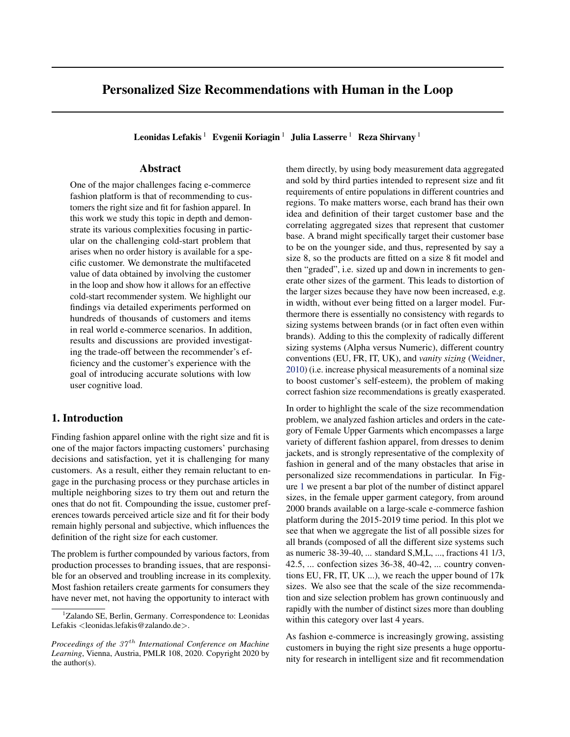# Personalized Size Recommendations with Human in the Loop

**Leonidas Lefakis [1] Evgenii Koriagin [1] Julia Lasserre [1] Reza Shirvany [1]**

## Abstract

One of the major challenges facing e-commerce fashion platform is that of recommending to customers the right size and fit for fashion apparel. In this work we study this topic in depth and demonstrate its various complexities focusing in particular on the challenging cold-start problem that arises when no order history is available for a specific customer. We demonstrate the multifaceted value of data obtained by involving the customer in the loop and show how it allows for an effective cold-start recommender system. We highlight our findings via detailed experiments performed on hundreds of thousands of customers and items in real world e-commerce scenarios. In addition, results and discussions are provided investigating the trade-off between the recommender's efficiency and the customer's experience with the goal of introducing accurate solutions with low user cognitive load.

## 1. Introduction

Finding fashion apparel online with the right size and fit is one of the major factors impacting customers' purchasing decisions and satisfaction, yet it is challenging for many customers. As a result, either they remain reluctant to engage in the purchasing process or they purchase articles in multiple neighboring sizes to try them out and return the ones that do not fit. Compounding the issue, customer preferences towards perceived article size and fit for their body remain highly personal and subjective, which influences the definition of the right size for each customer.

The problem is further compounded by various factors, from production processes to branding issues, that are responsible for an observed and troubling increase in its complexity. Most fashion retailers create garments for consumers they have never met, not having the opportunity to interact with them directly, by using body measurement data aggregated and sold by third parties intended to represent size and fit requirements of entire populations in different countries and regions. To make matters worse, each brand has their own idea and definition of their target customer base and the correlating aggregated sizes that represent that customer base. A brand might specifically target their customer base to be on the younger side, and thus, represented by say a size 8, so the products are fitted on a size 8 fit model and then "graded", i.e. sized up and down in increments to generate other sizes of the garment. This leads to distortion of the larger sizes because they have now been increased, e.g. in width, without ever being fitted on a larger model. Furthermore there is essentially no consistency with regards to sizing systems between brands (or in fact often even within brands). Adding to this the complexity of radically different sizing systems (Alpha versus Numeric), different country conventions (EU, FR, IT, UK), and *vanity sizing* (Weidner, 2010) (i.e. increase physical measurements of a nominal size to boost customer's self-esteem), the problem of making correct fashion size recommendations is greatly exasperated.

In order to highlight the scale of the size recommendation problem, we analyzed fashion articles and orders in the category of Female Upper Garments which encompasses a large variety of different fashion apparel, from dresses to denim jackets, and is strongly representative of the complexity of fashion in general and of the many obstacles that arise in personalized size recommendations in particular. In Figure 1 we present a bar plot of the number of distinct apparel sizes, in the female upper garment category, from around 2000 brands available on a large-scale e-commerce fashion platform during the 2015-2019 time period. In this plot we see that when we aggregate the list of all possible sizes for all brands (composed of all the different size systems such as numeric 38-39-40, ... standard S,M,L, ..., fractions 41 1/3, 42.5, ... confection sizes 36-38, 40-42, ... country conventions EU, FR, IT, UK ...), we reach the upper bound of 17k sizes. We also see that the scale of the size recommendation and size selection problem has grown continuously and rapidly with the number of distinct sizes more than doubling within this category over last 4 years.

As fashion e-commerce is increasingly growing, assisting customers in buying the right size presents a huge opportunity for research in intelligent size and fit recommendation

---

[1] Zalando SE, Berlin, Germany. Correspondence to: Leonidas Lefakis <leonidas.lefakis@zalando.de>.

*Proceedings of the $37^{th}$ International Conference on Machine Learning*, Vienna, Austria, PMLR 108, 2020. Copyright 2020 by the author(s).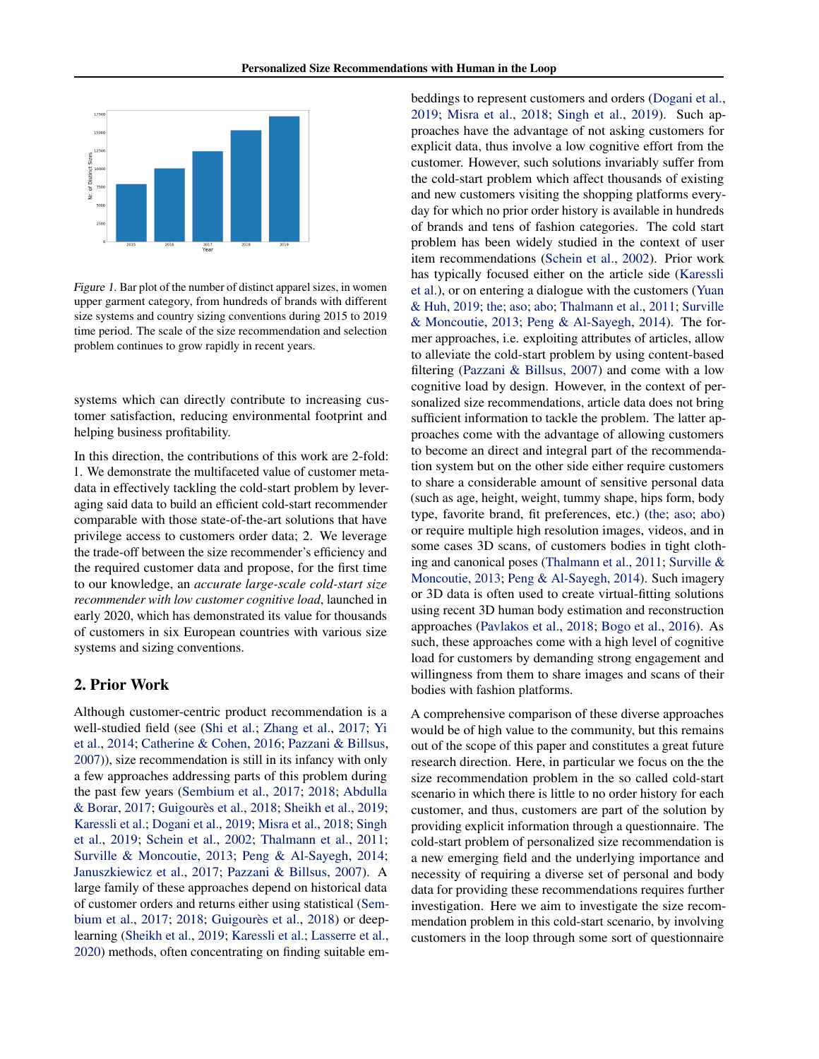*Figure 1.* Bar plot of the number of distinct apparel sizes, in women upper garment category, from hundreds of brands with different size systems and country sizing conventions during 2015 to 2019 time period. The scale of the size recommendation and selection problem continues to grow rapidly in recent years.

systems which can directly contribute to increasing customer satisfaction, reducing environmental footprint and helping business profitability.

In this direction, the contributions of this work are 2-fold: 1. We demonstrate the multifaceted value of customer metadata in effectively tackling the cold-start problem by leveraging said data to build an efficient cold-start recommender comparable with those state-of-the-art solutions that have privilege access to customers order data; 2. We leverage the trade-off between the size recommender's efficiency and the required customer data and propose, for the first time to our knowledge, an *accurate large-scale cold-start size recommender with low customer cognitive load*, launched in early 2020, which has demonstrated its value for thousands of customers in six European countries with various size systems and sizing conventions.

## 2. Prior Work

Although customer-centric product recommendation is a well-studied field (see (Shi et al.; Zhang et al., 2017; Yi et al., 2014; Catherine & Cohen, 2016; Pazzani & Billsus, 2007)), size recommendation is still in its infancy with only a few approaches addressing parts of this problem during the past few years (Sembium et al., 2017; 2018; Abdulla & Borar, 2017; Guigourès et al., 2018; Sheikh et al., 2019; Karessli et al.; Dogani et al., 2019; Misra et al., 2018; Singh et al., 2019; Schein et al., 2002; Thalmann et al., 2011; Surville & Moncoutie, 2013; Peng & Al-Sayegh, 2014; Januszkiewicz et al., 2017; Pazzani & Billsus, 2007). A large family of these approaches depend on historical data of customer orders and returns either using statistical (Sembium et al., 2017; 2018; Guigourès et al., 2018) or deep-learning (Sheikh et al., 2019; Karessli et al.; Lasserre et al., 2020) methods, often concentrating on finding suitable embeddings to represent customers and orders (Dogani et al., 2019; Misra et al., 2018; Singh et al., 2019). Such approaches have the advantage of not asking customers for explicit data, thus involve a low cognitive effort from the customer. However, such solutions invariably suffer from the cold-start problem which affect thousands of existing and new customers visiting the shopping platforms everyday for which no prior order history is available in hundreds of brands and tens of fashion categories. The cold start problem has been widely studied in the context of user item recommendations (Schein et al., 2002). Prior work has typically focused either on the article side (Karessli et al.), or on entering a dialogue with the customers (Yuan & Huh, 2019; the; aso; abo; Thalmann et al., 2011; Surville & Moncoutie, 2013; Peng & Al-Sayegh, 2014). The former approaches, i.e. exploiting attributes of articles, allow to alleviate the cold-start problem by using content-based filtering (Pazzani & Billsus, 2007) and come with a low cognitive load by design. However, in the context of personalized size recommendations, article data does not bring sufficient information to tackle the problem. The latter approaches come with the advantage of allowing customers to become an direct and integral part of the recommendation system but on the other side either require customers to share a considerable amount of sensitive personal data (such as age, height, weight, tummy shape, hips form, body type, favorite brand, fit preferences, etc.) (the; aso; abo) or require multiple high resolution images, videos, and in some cases 3D scans, of customers bodies in tight clothing and canonical poses (Thalmann et al., 2011; Surville & Moncoutie, 2013; Peng & Al-Sayegh, 2014). Such imagery or 3D data is often used to create virtual-fitting solutions using recent 3D human body estimation and reconstruction approaches (Pavlakos et al., 2018; Bogo et al., 2016). As such, these approaches come with a high level of cognitive load for customers by demanding strong engagement and willingness from them to share images and scans of their bodies with fashion platforms.

A comprehensive comparison of these diverse approaches would be of high value to the community, but this remains out of the scope of this paper and constitutes a great future research direction. Here, in particular we focus on the the size recommendation problem in the so called cold-start scenario in which there is little to no order history for each customer, and thus, customers are part of the solution by providing explicit information through a questionnaire. The cold-start problem of personalized size recommendation is a new emerging field and the underlying importance and necessity of requiring a diverse set of personal and body data for providing these recommendations requires further investigation. Here we aim to investigate the size recommendation problem in this cold-start scenario, by involving customers in the loop through some sort of questionnaire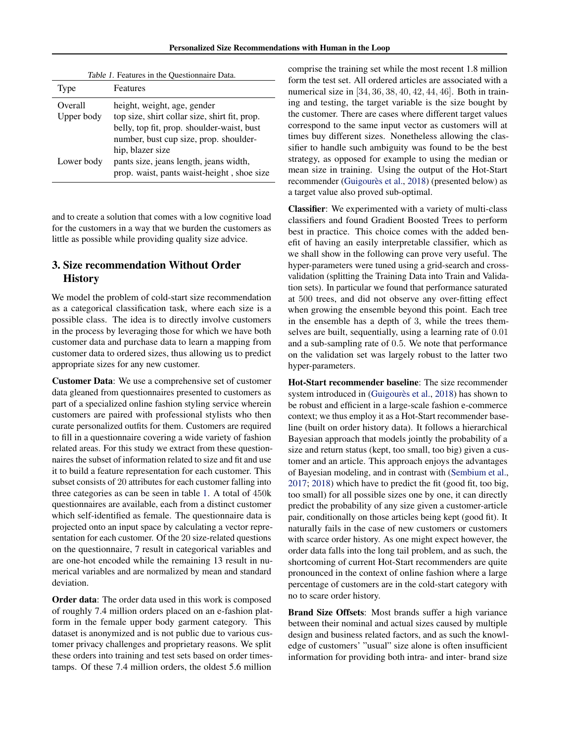Table 1. Features in the Questionnaire Data.

| Type | Features |
|---|---|
| Overall | height, weight, age, gender |
| Upper body | top size, shirt collar size, shirt fit, prop. belly, top fit, prop. shoulder-waist, bust number, bust cup size, prop. shoulder-hip, blazer size |
| Lower body | pants size, jeans length, jeans width, prop. waist, pants waist-height , shoe size |

and to create a solution that comes with a low cognitive load for the customers in a way that we burden the customers as little as possible while providing quality size advice.

## 3. Size recommendation Without Order History

We model the problem of cold-start size recommendation as a categorical classification task, where each size is a possible class. The idea is to directly involve customers in the process by leveraging those for which we have both customer data and purchase data to learn a mapping from customer data to ordered sizes, thus allowing us to predict appropriate sizes for any new customer.

**Customer Data**: We use a comprehensive set of customer data gleaned from questionnaires presented to customers as part of a specialized online fashion styling service wherein customers are paired with professional stylists who then curate personalized outfits for them. Customers are required to fill in a questionnaire covering a wide variety of fashion related areas. For this study we extract from these questionnaires the subset of information related to size and fit and use it to build a feature representation for each customer. This subset consists of 20 attributes for each customer falling into three categories as can be seen in table 1. A total of 450k questionnaires are available, each from a distinct customer which self-identified as female. The questionnaire data is projected onto an input space by calculating a vector representation for each customer. Of the 20 size-related questions on the questionnaire, 7 result in categorical variables and are one-hot encoded while the remaining 13 result in numerical variables and are normalized by mean and standard deviation.

**Order data**: The order data used in this work is composed of roughly 7.4 million orders placed on an e-fashion platform in the female upper body garment category. This dataset is anonymized and is not public due to various customer privacy challenges and proprietary reasons. We split these orders into training and test sets based on order timestamps. Of these 7.4 million orders, the oldest 5.6 million comprise the training set while the most recent 1.8 million form the test set. All ordered articles are associated with a numerical size in $[34, 36, 38, 40, 42, 44, 46]$. Both in training and testing, the target variable is the size bought by the customer. There are cases where different target values correspond to the same input vector as customers will at times buy different sizes. Nonetheless allowing the classifier to handle such ambiguity was found to be the best strategy, as opposed for example to using the median or mean size in training. Using the output of the Hot-Start recommender (Guigourès et al., 2018) (presented below) as a target value also proved sub-optimal.

**Classifier**: We experimented with a variety of multi-class classifiers and found Gradient Boosted Trees to perform best in practice. This choice comes with the added benefit of having an easily interpretable classifier, which as we shall show in the following can prove very useful. The hyper-parameters were tuned using a grid-search and cross-validation (splitting the Training Data into Train and Validation sets). In particular we found that performance saturated at 500 trees, and did not observe any over-fitting effect when growing the ensemble beyond this point. Each tree in the ensemble has a depth of 3, while the trees themselves are built, sequentially, using a learning rate of 0.01 and a sub-sampling rate of 0.5. We note that performance on the validation set was largely robust to the latter two hyper-parameters.

**Hot-Start recommender baseline**: The size recommender system introduced in (Guigourès et al., 2018) has shown to be robust and efficient in a large-scale fashion e-commerce context; we thus employ it as a Hot-Start recommender baseline (built on order history data). It follows a hierarchical Bayesian approach that models jointly the probability of a size and return status (kept, too small, too big) given a customer and an article. This approach enjoys the advantages of Bayesian modeling, and in contrast with (Sembium et al., 2017; 2018) which have to predict the fit (good fit, too big, too small) for all possible sizes one by one, it can directly predict the probability of any size given a customer-article pair, conditionally on those articles being kept (good fit). It naturally fails in the case of new customers or customers with scarce order history. As one might expect however, the order data falls into the long tail problem, and as such, the shortcoming of current Hot-Start recommenders are quite pronounced in the context of online fashion where a large percentage of customers are in the cold-start category with no to scare order history.

**Brand Size Offsets**: Most brands suffer a high variance between their nominal and actual sizes caused by multiple design and business related factors, and as such the knowledge of customers' "usual" size alone is often insufficient information for providing both intra- and inter- brand size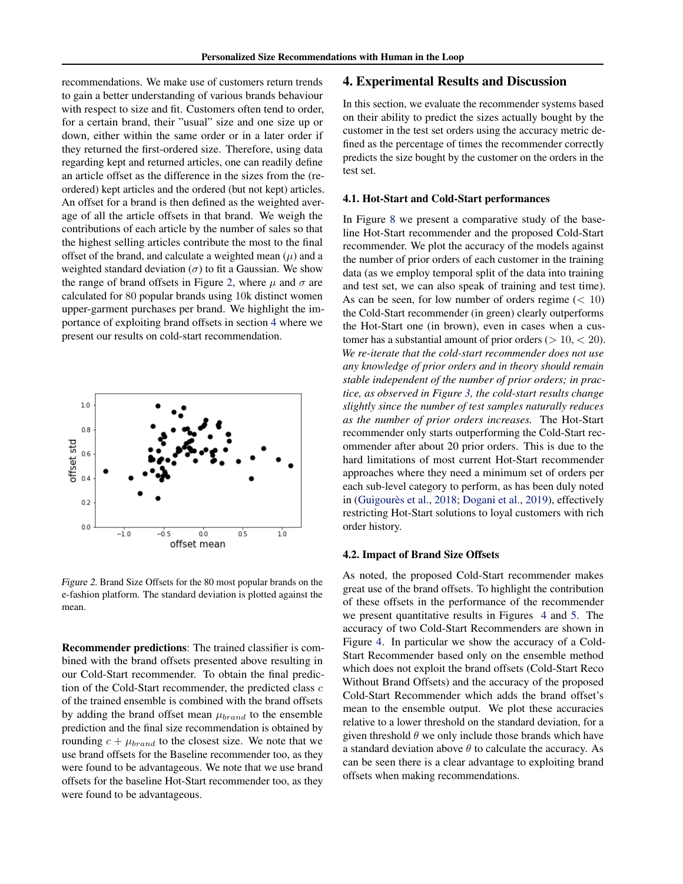recommendations. We make use of customers return trends to gain a better understanding of various brands behaviour with respect to size and fit. Customers often tend to order, for a certain brand, their "usual" size and one size up or down, either within the same order or in a later order if they returned the first-ordered size. Therefore, using data regarding kept and returned articles, one can readily define an article offset as the difference in the sizes from the (re-ordered) kept articles and the ordered (but not kept) articles. An offset for a brand is then defined as the weighted average of all the article offsets in that brand. We weigh the contributions of each article by the number of sales so that the highest selling articles contribute the most to the final offset of the brand, and calculate a weighted mean ($\mu$) and a weighted standard deviation ($\sigma$) to fit a Gaussian. We show the range of brand offsets in Figure 2, where $\mu$ and $\sigma$ are calculated for 80 popular brands using 10k distinct women upper-garment purchases per brand. We highlight the importance of exploiting brand offsets in section 4 where we present our results on cold-start recommendation.

*Figure 2.* Brand Size Offsets for the 80 most popular brands on the e-fashion platform. The standard deviation is plotted against the mean.

**Recommender predictions**: The trained classifier is combined with the brand offsets presented above resulting in our Cold-Start recommender. To obtain the final prediction of the Cold-Start recommender, the predicted class $c$ of the trained ensemble is combined with the brand offsets by adding the brand offset mean $\mu_{brand}$ to the ensemble prediction and the final size recommendation is obtained by rounding $c + \mu_{brand}$ to the closest size. We note that we use brand offsets for the Baseline recommender too, as they were found to be advantageous. We note that we use brand offsets for the baseline Hot-Start recommender too, as they were found to be advantageous.

# 4. Experimental Results and Discussion

In this section, we evaluate the recommender systems based on their ability to predict the sizes actually bought by the customer in the test set orders using the accuracy metric defined as the percentage of times the recommender correctly predicts the size bought by the customer on the orders in the test set.

## 4.1. Hot-Start and Cold-Start performances

In Figure 8 we present a comparative study of the baseline Hot-Start recommender and the proposed Cold-Start recommender. We plot the accuracy of the models against the number of prior orders of each customer in the training data (as we employ temporal split of the data into training and test set, we can also speak of training and test time). As can be seen, for low number of orders regime ($< 10$) the Cold-Start recommender (in green) clearly outperforms the Hot-Start one (in brown), even in cases when a customer has a substantial amount of prior orders ($> 10, < 20$). *We re-iterate that the cold-start recommender does not use any knowledge of prior orders and in theory should remain stable independent of the number of prior orders; in practice, as observed in Figure 3, the cold-start results change slightly since the number of test samples naturally reduces as the number of prior orders increases.* The Hot-Start recommender only starts outperforming the Cold-Start recommender after about 20 prior orders. This is due to the hard limitations of most current Hot-Start recommender approaches where they need a minimum set of orders per each sub-level category to perform, as has been duly noted in (Guigourès et al., 2018; Dogani et al., 2019), effectively restricting Hot-Start solutions to loyal customers with rich order history.

## 4.2. Impact of Brand Size Offsets

As noted, the proposed Cold-Start recommender makes great use of the brand offsets. To highlight the contribution of these offsets in the performance of the recommender we present quantitative results in Figures 4 and 5. The accuracy of two Cold-Start Recommenders are shown in Figure 4. In particular we show the accuracy of a Cold-Start Recommender based only on the ensemble method which does not exploit the brand offsets (Cold-Start Reco Without Brand Offsets) and the accuracy of the proposed Cold-Start Recommender which adds the brand offset's mean to the ensemble output. We plot these accuracies relative to a lower threshold on the standard deviation, for a given threshold $\theta$ we only include those brands which have a standard deviation above $\theta$ to calculate the accuracy. As can be seen there is a clear advantage to exploiting brand offsets when making recommendations.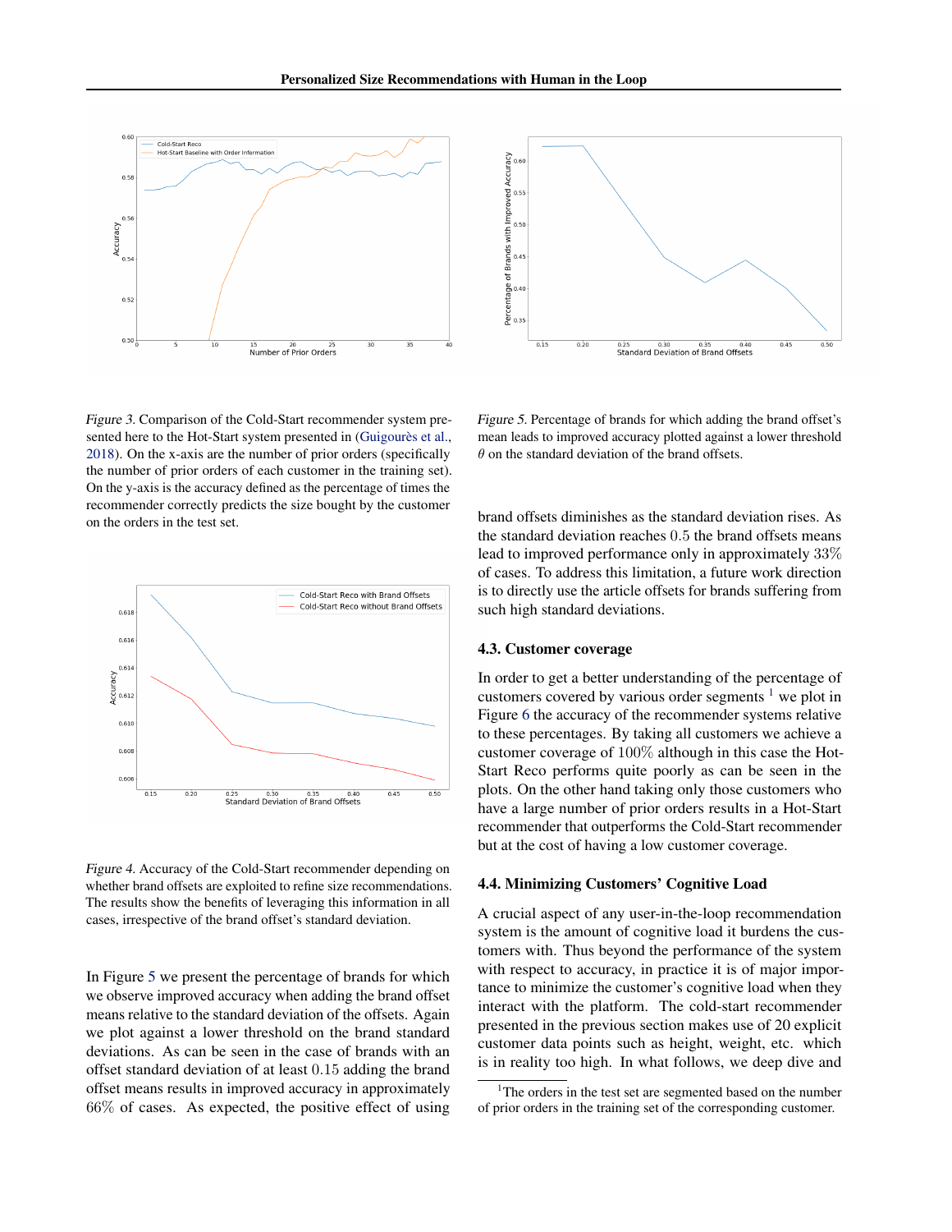*Figure 3.* Comparison of the Cold-Start recommender system presented here to the Hot-Start system presented in (Guigourès et al., 2018). On the x-axis are the number of prior orders (specifically the number of prior orders of each customer in the training set). On the y-axis is the accuracy defined as the percentage of times the recommender correctly predicts the size bought by the customer on the orders in the test set.

*Figure 4.* Accuracy of the Cold-Start recommender depending on whether brand offsets are exploited to refine size recommendations. The results show the benefits of leveraging this information in all cases, irrespective of the brand offset's standard deviation.

In Figure 5 we present the percentage of brands for which we observe improved accuracy when adding the brand offset means relative to the standard deviation of the offsets. Again we plot against a lower threshold on the brand standard deviations. As can be seen in the case of brands with an offset standard deviation of at least $0.15$ adding the brand offset means results in improved accuracy in approximately $66\%$ of cases. As expected, the positive effect of using brand offsets diminishes as the standard deviation rises. As the standard deviation reaches $0.5$ the brand offsets means lead to improved performance only in approximately $33\%$ of cases. To address this limitation, a future work direction is to directly use the article offsets for brands suffering from such high standard deviations.

*Figure 5.* Percentage of brands for which adding the brand offset's mean leads to improved accuracy plotted against a lower threshold $\theta$ on the standard deviation of the brand offsets.

### 4.3. Customer coverage

In order to get a better understanding of the percentage of customers covered by various order segments [1] we plot in Figure 6 the accuracy of the recommender systems relative to these percentages. By taking all customers we achieve a customer coverage of $100\%$ although in this case the Hot-Start Reco performs quite poorly as can be seen in the plots. On the other hand taking only those customers who have a large number of prior orders results in a Hot-Start recommender that outperforms the Cold-Start recommender but at the cost of having a low customer coverage.

### 4.4. Minimizing Customers' Cognitive Load

A crucial aspect of any user-in-the-loop recommendation system is the amount of cognitive load it burdens the customers with. Thus beyond the performance of the system with respect to accuracy, in practice it is of major importance to minimize the customer's cognitive load when they interact with the platform. The cold-start recommender presented in the previous section makes use of 20 explicit customer data points such as height, weight, etc. which is in reality too high. In what follows, we deep dive and

[1] The orders in the test set are segmented based on the number of prior orders in the training set of the corresponding customer.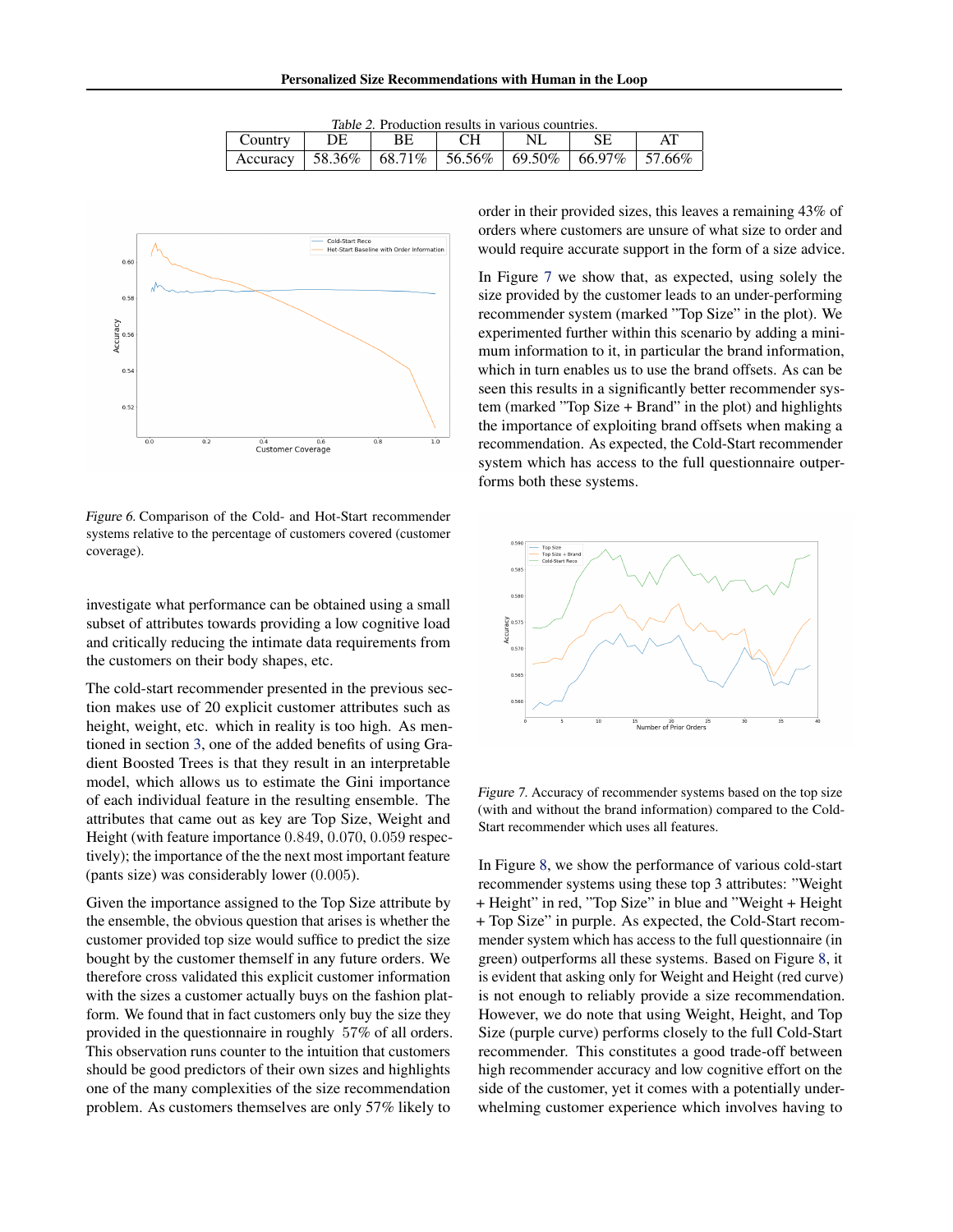Table 2. Production results in various countries.

| Country | DE | BE | CH | NL | SE | AT |
|---|---|---|---|---|---|---|
| Accuracy | 58.36% | 68.71% | 56.56% | 69.50% | 66.97% | 57.66% |

Figure 6. Comparison of the Cold- and Hot-Start recommender systems relative to the percentage of customers covered (customer coverage).

investigate what performance can be obtained using a small subset of attributes towards providing a low cognitive load and critically reducing the intimate data requirements from the customers on their body shapes, etc.

The cold-start recommender presented in the previous section makes use of 20 explicit customer attributes such as height, weight, etc. which in reality is too high. As mentioned in section 3, one of the added benefits of using Gradient Boosted Trees is that they result in an interpretable model, which allows us to estimate the Gini importance of each individual feature in the resulting ensemble. The attributes that came out as key are Top Size, Weight and Height (with feature importance $0.849$, $0.070$, $0.059$ respectively); the importance of the the next most important feature (pants size) was considerably lower ($0.005$).

Given the importance assigned to the Top Size attribute by the ensemble, the obvious question that arises is whether the customer provided top size would suffice to predict the size bought by the customer themself in any future orders. We therefore cross validated this explicit customer information with the sizes a customer actually buys on the fashion platform. We found that in fact customers only buy the size they provided in the questionnaire in roughly 57% of all orders. This observation runs counter to the intuition that customers should be good predictors of their own sizes and highlights one of the many complexities of the size recommendation problem. As customers themselves are only 57% likely to order in their provided sizes, this leaves a remaining 43% of orders where customers are unsure of what size to order and would require accurate support in the form of a size advice.

In Figure 7 we show that, as expected, using solely the size provided by the customer leads to an under-performing recommender system (marked "Top Size" in the plot). We experimented further within this scenario by adding a minimum information to it, in particular the brand information, which in turn enables us to use the brand offsets. As can be seen this results in a significantly better recommender system (marked "Top Size + Brand" in the plot) and highlights the importance of exploiting brand offsets when making a recommendation. As expected, the Cold-Start recommender system which has access to the full questionnaire outperforms both these systems.

Figure 7. Accuracy of recommender systems based on the top size (with and without the brand information) compared to the Cold-Start recommender which uses all features.

In Figure 8, we show the performance of various cold-start recommender systems using these top 3 attributes: "Weight + Height" in red, "Top Size" in blue and "Weight + Height + Top Size" in purple. As expected, the Cold-Start recommender system which has access to the full questionnaire (in green) outperforms all these systems. Based on Figure 8, it is evident that asking only for Weight and Height (red curve) is not enough to reliably provide a size recommendation. However, we do note that using Weight, Height, and Top Size (purple curve) performs closely to the full Cold-Start recommender. This constitutes a good trade-off between high recommender accuracy and low cognitive effort on the side of the customer, yet it comes with a potentially underwhelming customer experience which involves having to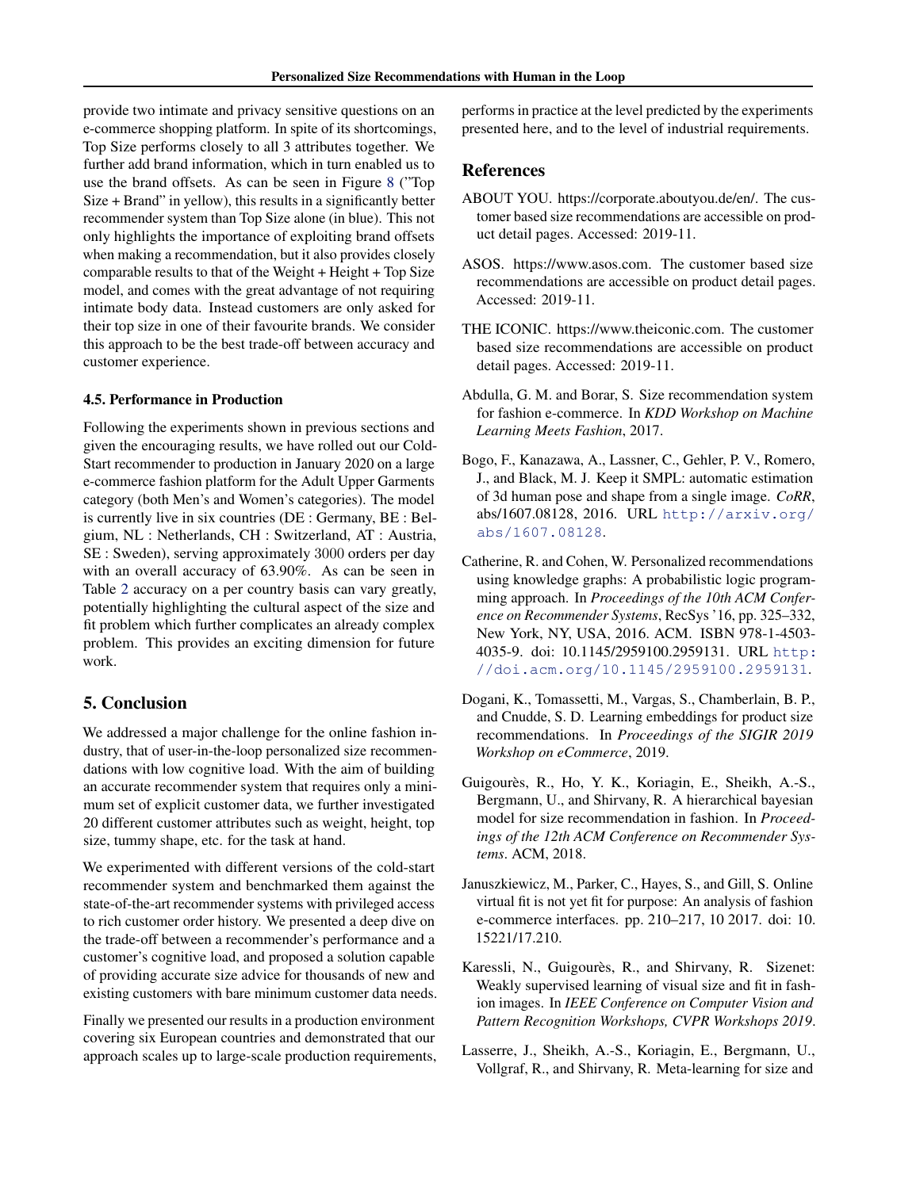provide two intimate and privacy sensitive questions on an e-commerce shopping platform. In spite of its shortcomings, Top Size performs closely to all 3 attributes together. We further add brand information, which in turn enabled us to use the brand offsets. As can be seen in Figure 8 ("Top Size + Brand" in yellow), this results in a significantly better recommender system than Top Size alone (in blue). This not only highlights the importance of exploiting brand offsets when making a recommendation, but it also provides closely comparable results to that of the Weight + Height + Top Size model, and comes with the great advantage of not requiring intimate body data. Instead customers are only asked for their top size in one of their favourite brands. We consider this approach to be the best trade-off between accuracy and customer experience.

### 4.5. Performance in Production

Following the experiments shown in previous sections and given the encouraging results, we have rolled out our Cold-Start recommender to production in January 2020 on a large e-commerce fashion platform for the Adult Upper Garments category (both Men's and Women's categories). The model is currently live in six countries (DE : Germany, BE : Belgium, NL : Netherlands, CH : Switzerland, AT : Austria, SE : Sweden), serving approximately 3000 orders per day with an overall accuracy of 63.90%. As can be seen in Table 2 accuracy on a per country basis can vary greatly, potentially highlighting the cultural aspect of the size and fit problem which further complicates an already complex problem. This provides an exciting dimension for future work.

## 5. Conclusion

We addressed a major challenge for the online fashion industry, that of user-in-the-loop personalized size recommendations with low cognitive load. With the aim of building an accurate recommender system that requires only a minimum set of explicit customer data, we further investigated 20 different customer attributes such as weight, height, top size, tummy shape, etc. for the task at hand.

We experimented with different versions of the cold-start recommender system and benchmarked them against the state-of-the-art recommender systems with privileged access to rich customer order history. We presented a deep dive on the trade-off between a recommender's performance and a customer's cognitive load, and proposed a solution capable of providing accurate size advice for thousands of new and existing customers with bare minimum customer data needs.

Finally we presented our results in a production environment covering six European countries and demonstrated that our approach scales up to large-scale production requirements, performs in practice at the level predicted by the experiments presented here, and to the level of industrial requirements.

## References

ABOUT YOU. https://corporate.aboutyou.de/en/. The customer based size recommendations are accessible on product detail pages. Accessed: 2019-11.

ASOS. https://www.asos.com. The customer based size recommendations are accessible on product detail pages. Accessed: 2019-11.

THE ICONIC. https://www.theiconic.com. The customer based size recommendations are accessible on product detail pages. Accessed: 2019-11.

Abdulla, G. M. and Borar, S. Size recommendation system for fashion e-commerce. In *KDD Workshop on Machine Learning Meets Fashion*, 2017.

Bogo, F., Kanazawa, A., Lassner, C., Gehler, P. V., Romero, J., and Black, M. J. Keep it SMPL: automatic estimation of 3d human pose and shape from a single image. *CoRR*, abs/1607.08128, 2016. URL http://arxiv.org/abs/1607.08128.

Catherine, R. and Cohen, W. Personalized recommendations using knowledge graphs: A probabilistic logic programming approach. In *Proceedings of the 10th ACM Conference on Recommender Systems*, RecSys '16, pp. 325–332, New York, NY, USA, 2016. ACM. ISBN 978-1-4503-4035-9. doi: 10.1145/2959100.2959131. URL http://doi.acm.org/10.1145/2959100.2959131.

Dogani, K., Tomassetti, M., Vargas, S., Chamberlain, B. P., and Cnudde, S. D. Learning embeddings for product size recommendations. In *Proceedings of the SIGIR 2019 Workshop on eCommerce*, 2019.

Guigourès, R., Ho, Y. K., Koriagin, E., Sheikh, A.-S., Bergmann, U., and Shirvany, R. A hierarchical bayesian model for size recommendation in fashion. In *Proceedings of the 12th ACM Conference on Recommender Systems*. ACM, 2018.

Januszkiewicz, M., Parker, C., Hayes, S., and Gill, S. Online virtual fit is not yet fit for purpose: An analysis of fashion e-commerce interfaces. pp. 210–217, 10 2017. doi: 10.15221/17.210.

Karessli, N., Guigourès, R., and Shirvany, R. Sizenet: Weakly supervised learning of visual size and fit in fashion images. In *IEEE Conference on Computer Vision and Pattern Recognition Workshops, CVPR Workshops 2019*.

Lasserre, J., Sheikh, A.-S., Koriagin, E., Bergmann, U., Vollgraf, R., and Shirvany, R. Meta-learning for size and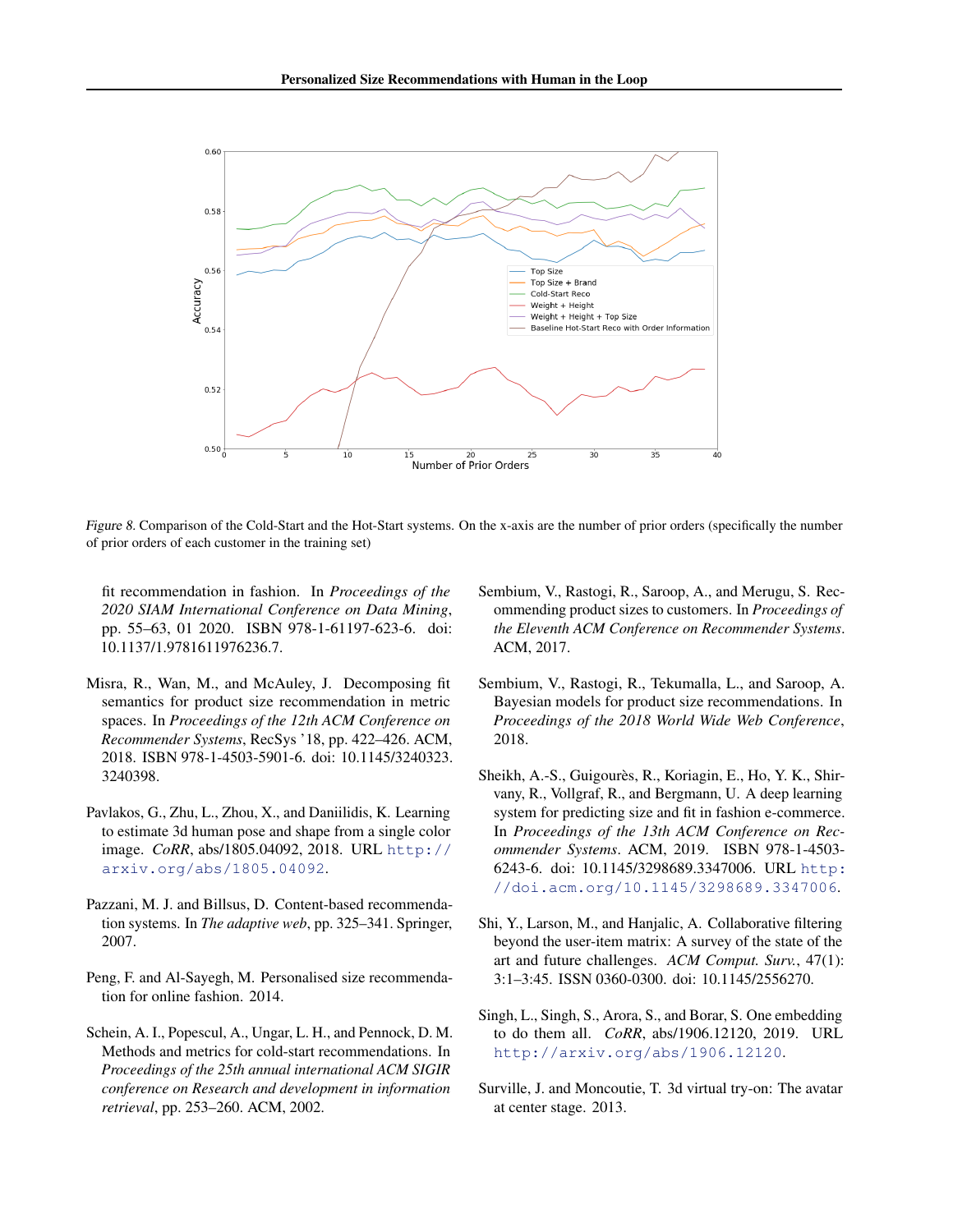Figure 8. Comparison of the Cold-Start and the Hot-Start systems. On the x-axis are the number of prior orders (specifically the number of prior orders of each customer in the training set)

fit recommendation in fashion. In *Proceedings of the 2020 SIAM International Conference on Data Mining*, pp. 55–63, 01 2020. ISBN 978-1-61197-623-6. doi: 10.1137/1.9781611976236.7.

Misra, R., Wan, M., and McAuley, J. Decomposing fit semantics for product size recommendation in metric spaces. In *Proceedings of the 12th ACM Conference on Recommender Systems*, RecSys '18, pp. 422–426. ACM, 2018. ISBN 978-1-4503-5901-6. doi: 10.1145/3240323.3240398.

Pavlakos, G., Zhu, L., Zhou, X., and Daniilidis, K. Learning to estimate 3d human pose and shape from a single color image. *CoRR*, abs/1805.04092, 2018. URL http://arxiv.org/abs/1805.04092.

Pazzani, M. J. and Billsus, D. Content-based recommendation systems. In *The adaptive web*, pp. 325–341. Springer, 2007.

Peng, F. and Al-Sayegh, M. Personalised size recommendation for online fashion. 2014.

Schein, A. I., Popescul, A., Ungar, L. H., and Pennock, D. M. Methods and metrics for cold-start recommendations. In *Proceedings of the 25th annual international ACM SIGIR conference on Research and development in information retrieval*, pp. 253–260. ACM, 2002.

Sembium, V., Rastogi, R., Saroop, A., and Merugu, S. Recommending product sizes to customers. In *Proceedings of the Eleventh ACM Conference on Recommender Systems*. ACM, 2017.

Sembium, V., Rastogi, R., Tekumalla, L., and Saroop, A. Bayesian models for product size recommendations. In *Proceedings of the 2018 World Wide Web Conference*, 2018.

Sheikh, A.-S., Guigourès, R., Koriagin, E., Ho, Y. K., Shirvany, R., Vollgraf, R., and Bergmann, U. A deep learning system for predicting size and fit in fashion e-commerce. In *Proceedings of the 13th ACM Conference on Recommender Systems*. ACM, 2019. ISBN 978-1-4503-6243-6. doi: 10.1145/3298689.3347006. URL http://doi.acm.org/10.1145/3298689.3347006.

Shi, Y., Larson, M., and Hanjalic, A. Collaborative filtering beyond the user-item matrix: A survey of the state of the art and future challenges. *ACM Comput. Surv.*, 47(1): 3:1–3:45. ISSN 0360-0300. doi: 10.1145/2556270.

Singh, L., Singh, S., Arora, S., and Borar, S. One embedding to do them all. *CoRR*, abs/1906.12120, 2019. URL http://arxiv.org/abs/1906.12120.

Surville, J. and Moncoutie, T. 3d virtual try-on: The avatar at center stage. 2013.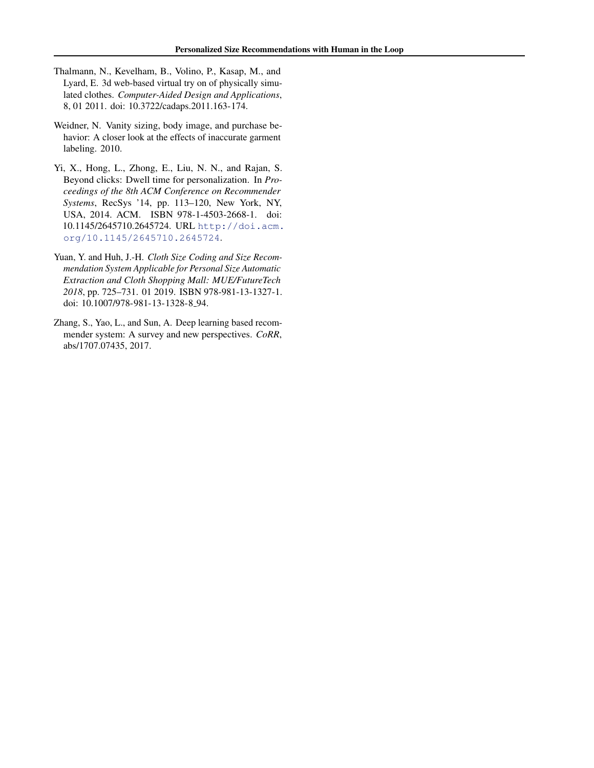Thalmann, N., Kevelham, B., Volino, P., Kasap, M., and Lyard, E. 3d web-based virtual try on of physically simulated clothes. *Computer-Aided Design and Applications*, 8, 01 2011. doi: 10.3722/cadaps.2011.163-174.

Weidner, N. Vanity sizing, body image, and purchase behavior: A closer look at the effects of inaccurate garment labeling. 2010.

Yi, X., Hong, L., Zhong, E., Liu, N. N., and Rajan, S. Beyond clicks: Dwell time for personalization. In *Proceedings of the 8th ACM Conference on Recommender Systems*, RecSys '14, pp. 113–120, New York, NY, USA, 2014. ACM. ISBN 978-1-4503-2668-1. doi: 10.1145/2645710.2645724. URL http://doi.acm.org/10.1145/2645710.2645724.

Yuan, Y. and Huh, J.-H. *Cloth Size Coding and Size Recommendation System Applicable for Personal Size Automatic Extraction and Cloth Shopping Mall: MUE/FutureTech 2018*, pp. 725–731. 01 2019. ISBN 978-981-13-1327-1. doi: 10.1007/978-981-13-1328-8_94.

Zhang, S., Yao, L., and Sun, A. Deep learning based recommender system: A survey and new perspectives. *CoRR*, abs/1707.07435, 2017.